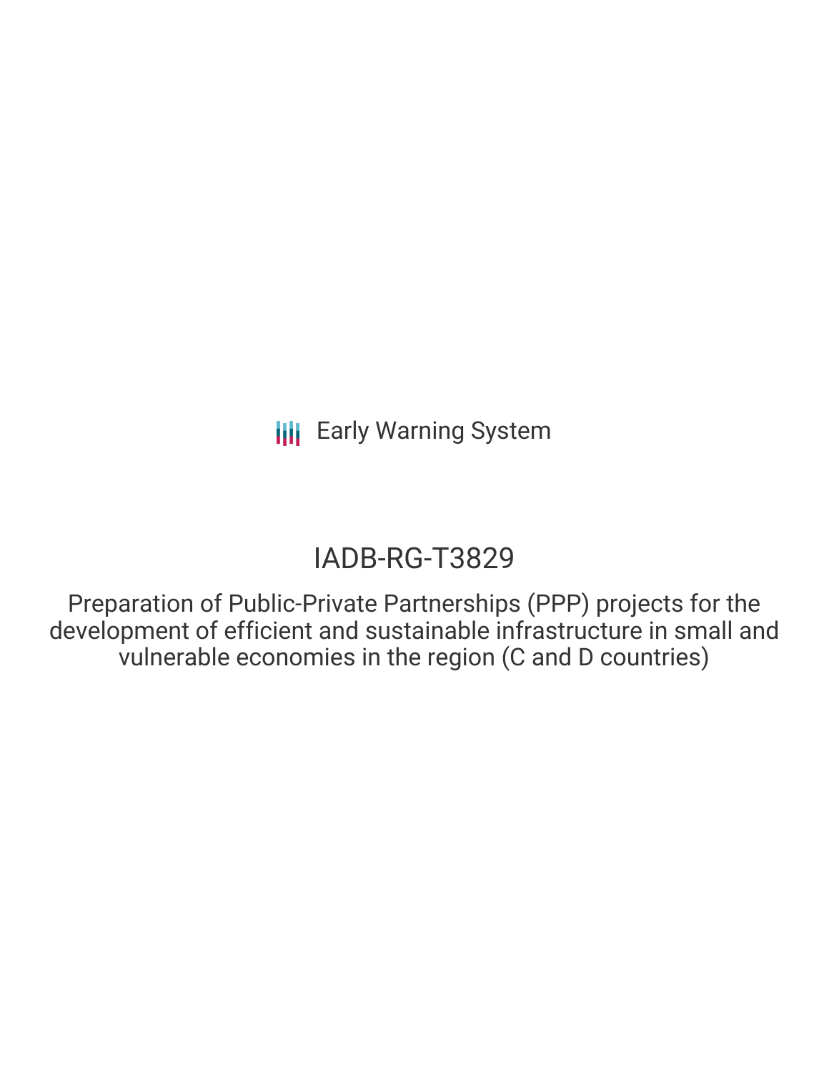Early Warning System

# IADB-RG-T3829

Preparation of Public-Private Partnerships (PPP) projects for the development of efficient and sustainable infrastructure in small and vulnerable economies in the region (C and D countries)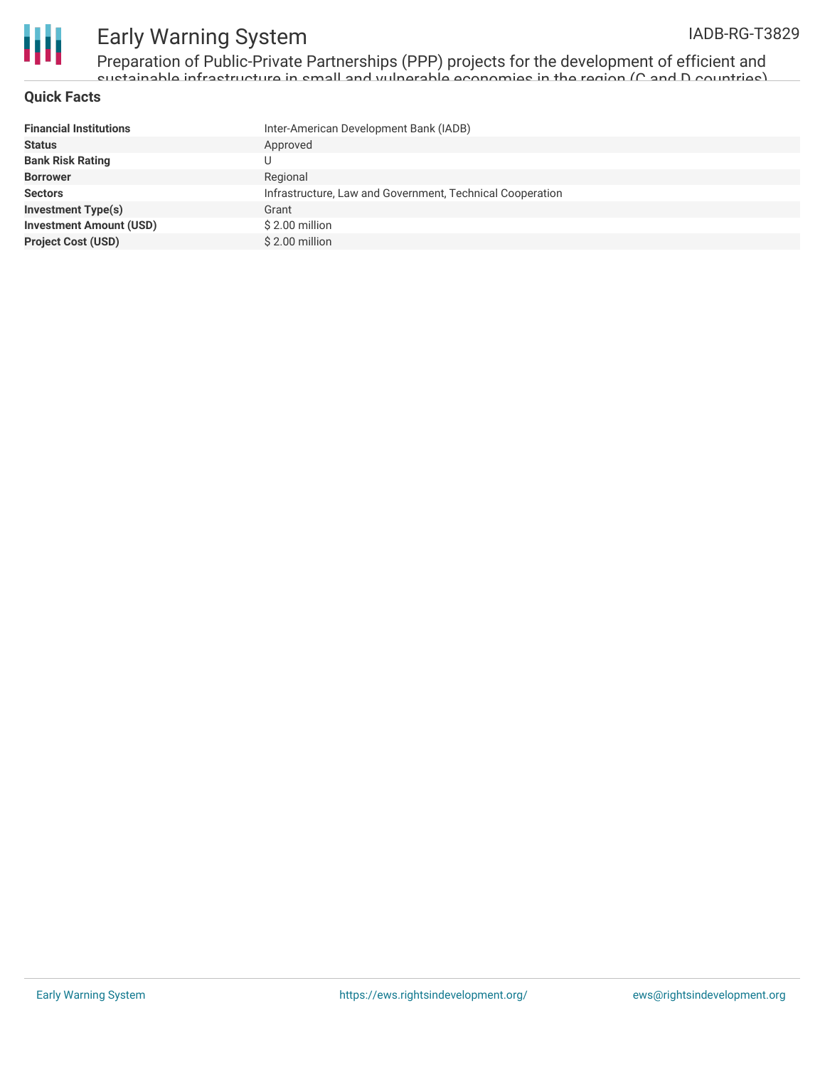## Quick Facts

| | |
|---|---|
| **Financial Institutions** | Inter-American Development Bank (IADB) |
| **Status** | Approved |
| **Bank Risk Rating** | U |
| **Borrower** | Regional |
| **Sectors** | Infrastructure, Law and Government, Technical Cooperation |
| **Investment Type(s)** | Grant |
| **Investment Amount (USD)** | $ 2.00 million |
| **Project Cost (USD)** | $ 2.00 million |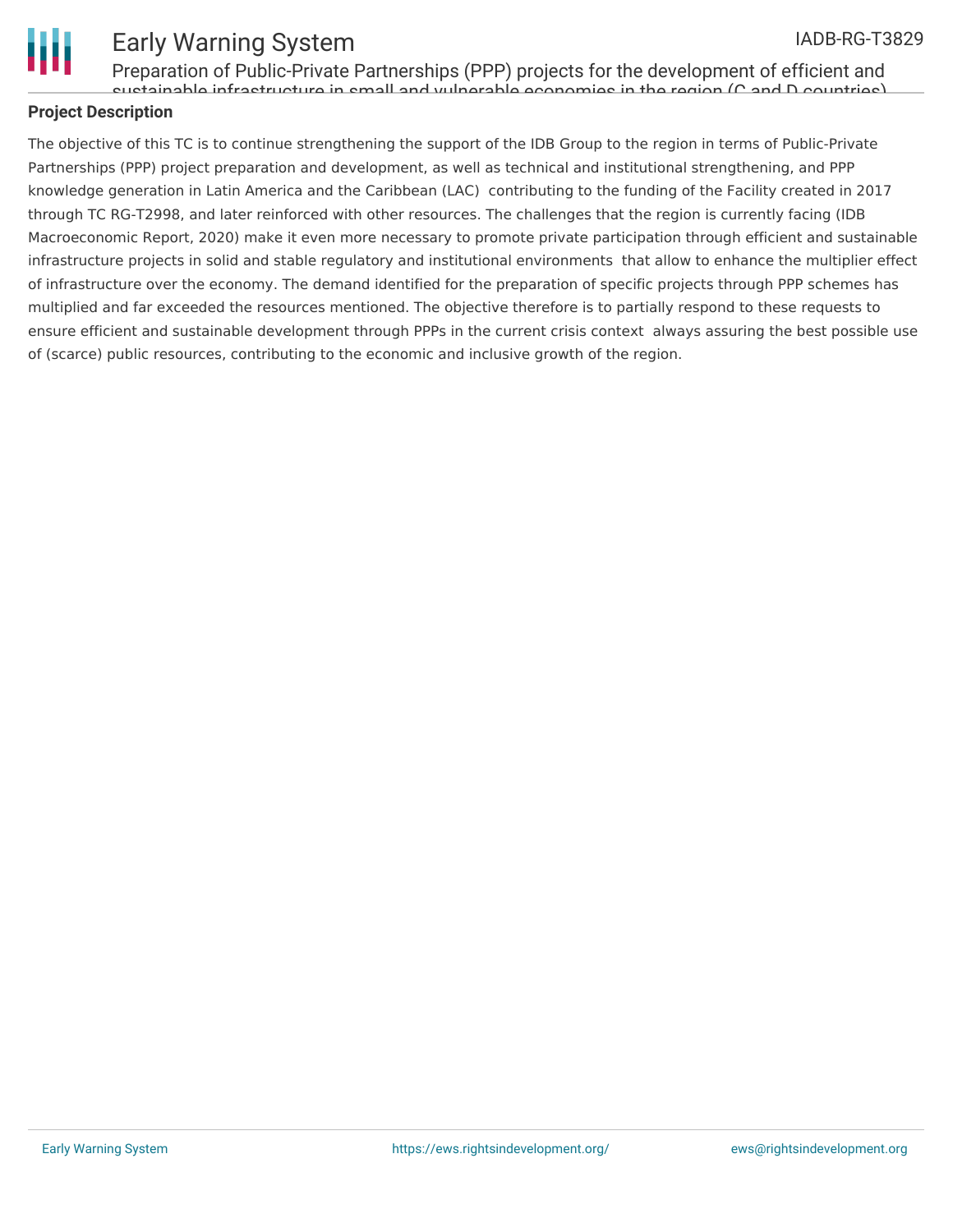## Project Description

The objective of this TC is to continue strengthening the support of the IDB Group to the region in terms of Public-Private Partnerships (PPP) project preparation and development, as well as technical and institutional strengthening, and PPP knowledge generation in Latin America and the Caribbean (LAC) contributing to the funding of the Facility created in 2017 through TC RG-T2998, and later reinforced with other resources. The challenges that the region is currently facing (IDB Macroeconomic Report, 2020) make it even more necessary to promote private participation through efficient and sustainable infrastructure projects in solid and stable regulatory and institutional environments that allow to enhance the multiplier effect of infrastructure over the economy. The demand identified for the preparation of specific projects through PPP schemes has multiplied and far exceeded the resources mentioned. The objective therefore is to partially respond to these requests to ensure efficient and sustainable development through PPPs in the current crisis context always assuring the best possible use of (scarce) public resources, contributing to the economic and inclusive growth of the region.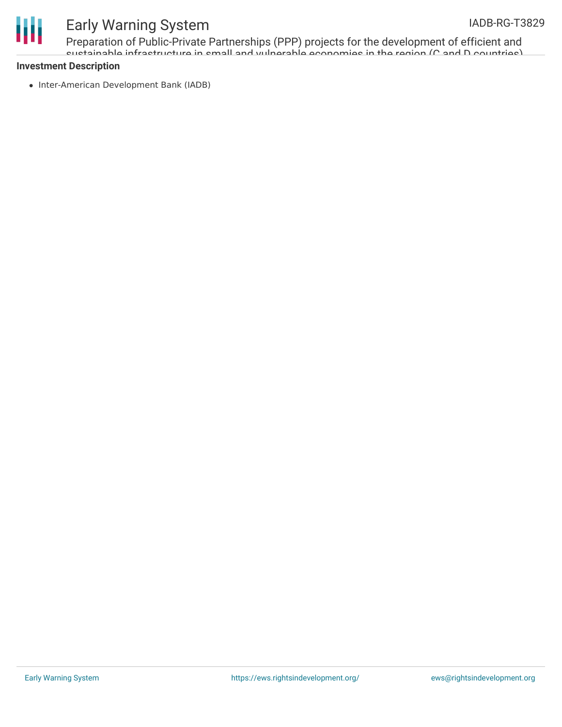### Investment Description

- Inter-American Development Bank (IADB)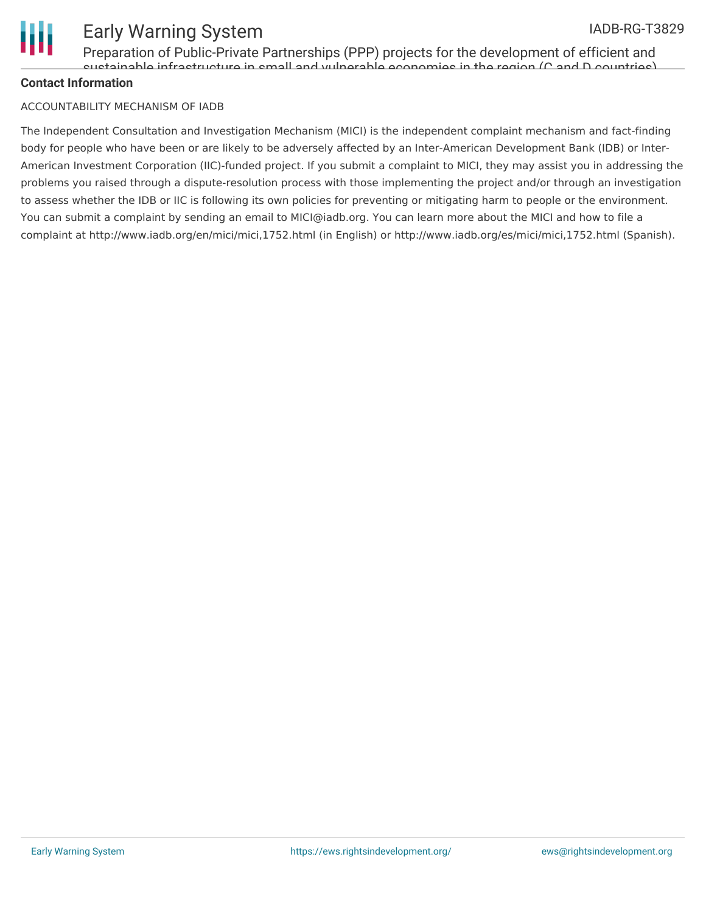**Contact Information**

ACCOUNTABILITY MECHANISM OF IADB

The Independent Consultation and Investigation Mechanism (MICI) is the independent complaint mechanism and fact-finding body for people who have been or are likely to be adversely affected by an Inter-American Development Bank (IDB) or Inter-American Investment Corporation (IIC)-funded project. If you submit a complaint to MICI, they may assist you in addressing the problems you raised through a dispute-resolution process with those implementing the project and/or through an investigation to assess whether the IDB or IIC is following its own policies for preventing or mitigating harm to people or the environment. You can submit a complaint by sending an email to MICI@iadb.org. You can learn more about the MICI and how to file a complaint at http://www.iadb.org/en/mici/mici,1752.html (in English) or http://www.iadb.org/es/mici/mici,1752.html (Spanish).